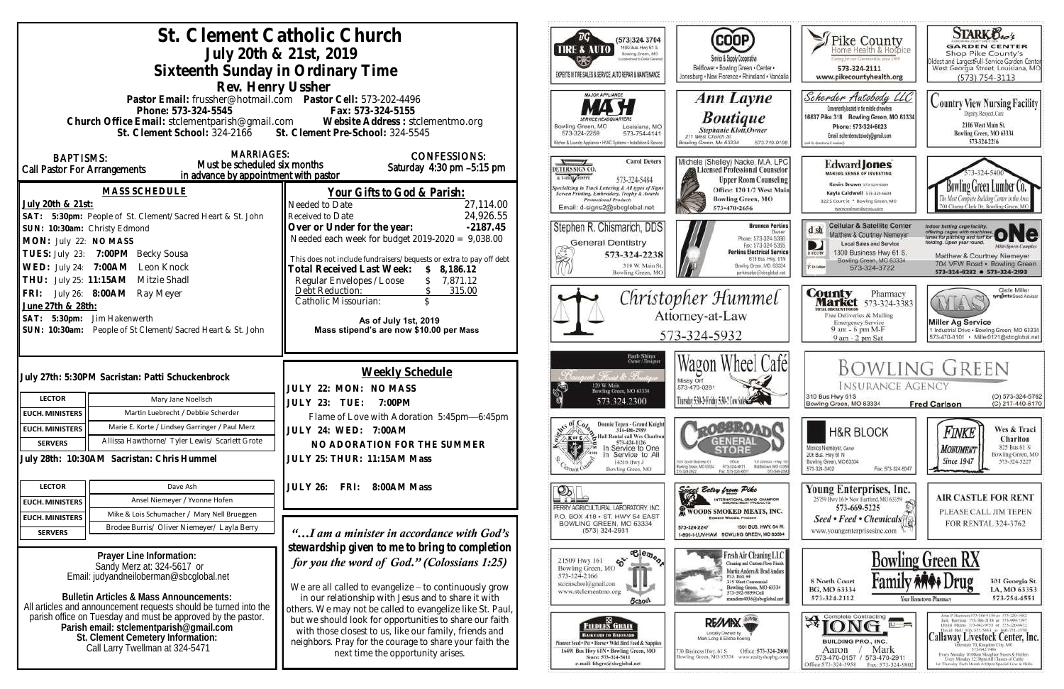# St. Clement Catholic Church

## July 20th & 21st, 2019

## Sixteenth Sunday in Ordinary Time

### Rev. Henry Ussher

**Pastor Email:** frussher@hotmail.com **Pastor Cell:** 573-202-4496
**Phone:** 573-324-5545 **Fax:** 573-324-5155
**Church Office Email:** stclementparish@gmail.com **Website Address:** stclementmo.org
**St. Clement School:** 324-2166 **St. Clement Pre-School:** 324-5545

**BAPTISMS:** Call Pastor For Arrangements

**MARRIAGES:** Must be scheduled six months in advance by appointment with pastor

**CONFESSIONS:** Saturday 4:30 pm –5:15 pm

### MASS SCHEDULE

**July 20th & 21st:**
SAT: 5:30pm: People of St. Clement/Sacred Heart & St. John
SUN: 10:30am: Christy Edmond
MON: July 22: NO MASS
TUES: July 23: 7:00PM Becky Sousa
WED: July 24: 7:00AM Leon Knock
THU: July 25: 11:15AM Mitzie Shadl
FRI: July 26: 8:00AM Ray Meyer

**June 27th & 28th:**
SAT: 5:30pm: Jim Hakenwerth
SUN: 10:30am: People of St Clement/Sacred Heart & St. John

### Your Gifts to God & Parish:

| | |
|---|---|
| Needed to Date | 27,114.00 |
| Received to Date | 24,926.55 |
| **Over or Under for the year:** | **-2187.45** |
| Needed each week for budget 2019-2020 = | 9,038.00 |

This does not include fundraisers/bequests or extra to pay off debt

| | |
|---|---|
| **Total Received Last Week:** | **$ 8,186.12** |
| Regular Envelopes / Loose | $ 7,871.12 |
| Debt Reduction: | $ 315.00 |
| Catholic Missourian: | $ |

**As of July 1st, 2019**
**Mass stipend's are now $10.00 per Mass**

**July 27th: 5:30PM Sacristan: Patti Schuckenbrock**

| | |
|---|---|
| LECTOR | Mary Jane Noellsch |
| EUCH. MINISTERS | Martin Luebrecht / Debbie Scherder |
| EUCH. MINISTERS | Marie E. Korte / Lindsey Garringer / Paul Merz |
| SERVERS | Allissa Hawthorne/ Tyler Lewis/ Scarlett Grote |

**July 28th: 10:30AM Sacristan: Chris Hummel**

| | |
|---|---|
| LECTOR | Dave Ash |
| EUCH. MINISTERS | Ansel Niemeyer / Yvonne Hofen |
| EUCH. MINISTERS | Mike & Lois Schumacher / Mary Nell Brueggen |
| SERVERS | Brodee Burris/ Oliver Niemeyer/ Layla Berry |

### Weekly Schedule

**JULY 22: MON: NO MASS**
**JULY 23: TUE: 7:00PM**
Flame of Love with Adoration 5:45pm—6:45pm
**JULY 24: WED: 7:00AM**
**NO ADORATION FOR THE SUMMER**
**JULY 25: THUR: 11:15AM Mass**
**JULY 26: FRI: 8:00AM Mass**

*"…I am a minister in accordance with God's stewardship given to me to bring to completion for you the word of God." (Colossians 1:25)*

We are all called to evangelize – to continuously grow in our relationship with Jesus and to share it with others. We may not be called to evangelize like St. Paul, but we should look for opportunities to share our faith with those closest to us, like our family, friends and neighbors. Pray for the courage to share your faith the next time the opportunity arises.

**Prayer Line Information:**
Sandy Merz at: 324-5617 or
Email: judyandneiloberman@sbcglobal.net

**Bulletin Articles & Mass Announcements:**
All articles and announcement requests should be turned into the parish office on Tuesday and must be approved by the pastor.
**Parish email: stclementparish@gmail.com**
**St. Clement Cemetery Information:**
Call Larry Twellman at 324-5471

---

TG Tire & Auto (573)324-3764, 1400 Bus. Hwy 61 S., Bowling Green, MO. Experts in Tire Sales & Service, Auto Repair & Maintenance

COOP Service & Supply Cooperative. Bellflower • Bowling Green • Center • Jonesburg • New Florence • Rhineland • Vandalia

Pike County Home Health & Hospice. 573-324-2111 www.pikecountyhealth.org

Stark Bro's Garden Center. Shop Pike County's Oldest and Largest Full-Service Garden Center. West Georgia Street, Louisiana, MO (573) 754-3113

Major Appliance MASH Service Headquarters. Bowling Green, MO 573-324-2259; Louisiana, MO 573-754-4141. Kitchen & Laundry Appliance • HVAC Systems • Installation & Service

Ann Layne Boutique. Stephanie Klott, Owner. 211 West Church St. Bowling Green, Mo 63334 573-719-9108

Scherder Autobody LLC. 16637 Pike 318 Bowling Green, MO 63334. Phone: 573-324-6023

Country View Nursing Facility. Dignity, Respect, Care. 2106 West Main St. Bowling Green, MO 63334. 573-324-2216

Deters Sign Co. Carol Deters. 573-324-5484. Specializing in Truck Lettering & All types of Signs, Screen Printing, Embroidery, Trophy & Awards, Promotional Products. Email: d-signs2@sbcglobal.net

Michele (Shelley) Nacke, M.A. LPC, Licensed Professional Counselor. Upper Room Counseling. Office: 120 1/2 West Main, Bowling Green, MO. 573-470-2656

Edward Jones. Kevin Brown 573-324-6604, Kayla Caldwell 573-324-6604. 822 S Court St. Bowling Green, MO

Bowling Green Lumber Co. 573-324-5400. 700 Champ Clark Dr. Bowling Green, MO

Stephen R. Chismarich, DDS. General Dentistry. 573-324-2238. 310 W. Main St. Bowling Green, MO

Brennen Perkins, Owner. Phone: 573-324-5366. Fax: 573-324-5355. Perkins Electrical Service. 819 Bus. Hwy. 61N, Bowling Green, MO 63334. perkinselec@sbcglobal.net

dish Cellular & Satellite Center. Matthew & Courtney Niemeyer. Local Sales and Service. 1300 Business Hwy 61 S. Bowling Green, MO 63334. 573-324-3722

ONE Multi-Sports Complex. Indoor batting cage facility offering cages with machines, tunnels for pitching and turf for fielding. Open year round. Matthew & Courtney Niemeyer. 704 VFW Road • Bowling Green. 573-324-8282 • 573-324-2193

Christopher Hummel, Attorney-at-Law. 573-324-5932

County Market Pharmacy 573-324-3383. Free Deliveries & Mailing. Emergency Service. 9 am - 6 pm M-F, 9 am - 2 pm Sat

Miller Ag Service. Clete Miller, Syngenta Seed Advisor. 1 Industrial Drive • Bowling Green, MO 63334. 573-470-0101 • Miller0121@sbcglobal.net

Bouquet Florist & Boutique. Barb Shinn, Owner / Designer. 120 W. Main, Bowling Green, MO 63334. 573.324.2300

Wagon Wheel Café. Missy Orf. 573-470-0291. Thursday 5:30-2; Friday 5:30-? Cow Sales

Bowling Green Insurance Agency. 310 Bus Hwy 61S, Bowling Green, MO 63334. Fred Carlson. (O) 573-324-5762 (C) 217-440-6170

Knights of Columbus. Donnie Tepen - Grand Knight 314-486-2989. Hall Rental call Wes Charlton 573-424-1126. In Service to One, In Service to All. 14516 Hwy J, Bowling Green, MO

Crossroads General Store. 1001 South Business 61, Bowling Green, MO 63334, 573-324-6811; 100 Johnson - Hwy 161, Middletown, MO 63359, 573-549-2096

H&R Block. Monica Niemeyer, Owner. 206 Bus. Hwy 61 N, Bowling Green, MO 63334. 573-324-3402. Fax: 573-324-5047

Finke Monument Since 1947. Wes & Traci Charlton. 825 Bus 61 N, Bowling Green, MO. 573-324-5227

Perry Agricultural Laboratory, Inc. P.O. Box 418 • St. Hwy 54 East, Bowling Green, MO 63334. (573) 324-2931

Sweet Betsy from Pike. Woods Smoked Meats, Inc. Edward Woods, President. 573-324-2247. 1501 Bus. Hwy. 54 W. 1-800-I-LUV-HAM. Bowling Green, MO 63334

Young Enterprises, Inc. 25759 Hwy 161 • New Hartford, MO 63359. 573-669-5225. Seed • Feed • Chemicals. www.youngenterprisesinc.com

Air Castle for Rent. Please call Jim Tepen for rental 324-3762

St. Clement School. 21509 Hwy 161, Bowling Green, MO. 573-324-2166. stclemschool@gmail.com. www.stclementmo.org

Fresh Air Cleaning LLC. Cleaning and Custom Floor Finish. Martin Anders & Brad Anders. P.O. Box 44, 315 West Centennial, Bowling Green, MO 63334. 573-392-9899 Cell. manders4036@sbcglobal.net

Bowling Green RX. Family Drug. 8 North Court, BG, MO 63334, 573-324-2112. 301 Georgia St. LA, MO 63353, 573-754-4551. Your Hometown Pharmacy

Feeders Grain. Backyard to Barnyard. Pioneer Seed • Pet • Horse • Wild Bird Feed & Supplies. 16491 Bus Hwy 61N • Bowling Green, MO. Store: 573-324-5411. e-mail: fdsgrn@sbcglobal.net

RE/MAX. Locally Owned by Mark Long & Elisha Koenig. 730 Business Hwy. 61 S, Bowling Green, MO 63334. Office: 573-324-2800. www.realtyshopbg.com

Long Building Pro, Inc. Complete Contracting. Aaron 573-470-0157 / Mark 573-470-2911. Office: 573-324-5958. Fax: 573-324-9802

Callaway Livestock Center, Inc. Every Monday 10:00am Slaughter Steers & Heifers. Every Monday 12:30pm All Classes of Cattle. 1st Thursday Each Month 6:00pm Special Cow & Bulls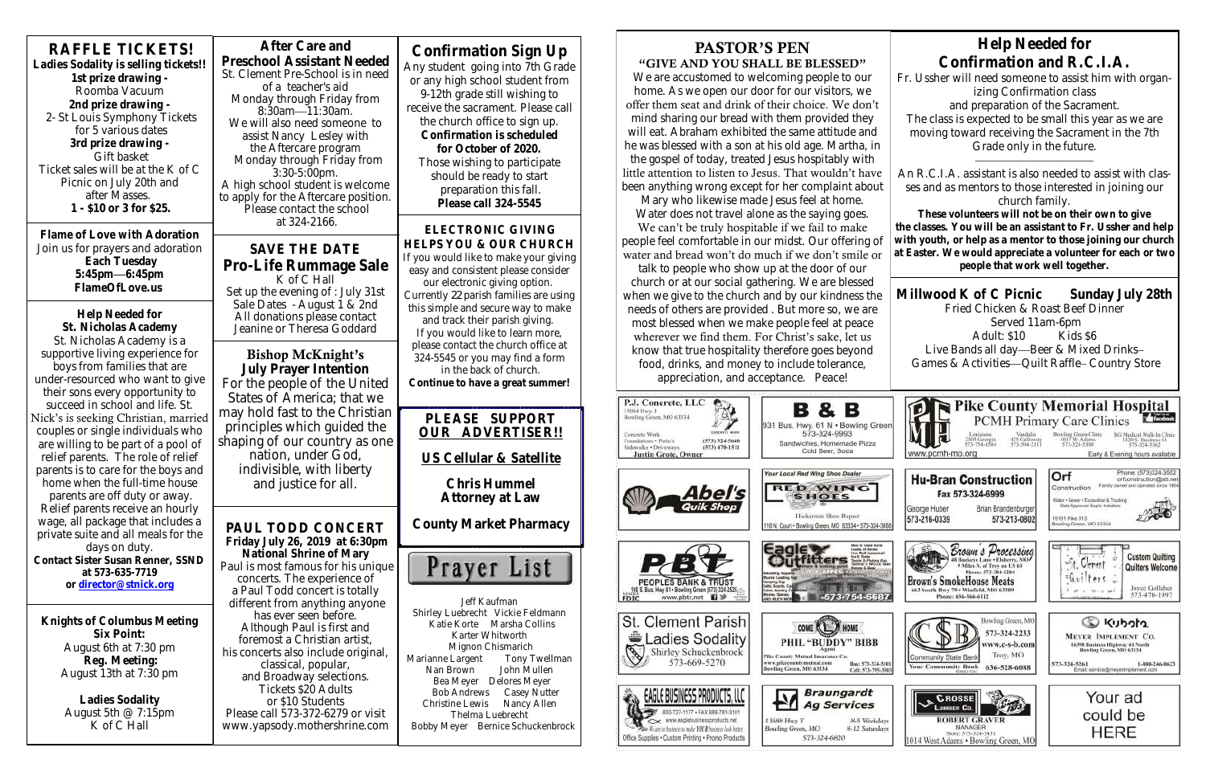## RAFFLE TICKETS!

**Ladies Sodality is selling tickets!!**

**1st prize drawing -**
Roomba Vacuum

**2nd prize drawing -**
2- St Louis Symphony Tickets for 5 various dates

**3rd prize drawing -**
Gift basket

Ticket sales will be at the K of C Picnic on July 20th and after Masses.

**1 - $10 or 3 for $25.**

## Flame of Love with Adoration

Join us for prayers and adoration

**Each Tuesday**
**5:45pm—6:45pm**
**FlameOfLove.us**

## Help Needed for St. Nicholas Academy

St. Nicholas Academy is a supportive living experience for boys from families that are under-resourced who want to give their sons every opportunity to succeed in school and life. St. Nick's is seeking Christian, married couples or single individuals who are willing to be part of a pool of relief parents. The role of relief parents is to care for the boys and home when the full-time house parents are off duty or away. Relief parents receive an hourly wage, all package that includes a private suite and all meals for the days on duty.

**Contact Sister Susan Renner, SSND at 573-635-7719 or director@stnick.org**

## Knights of Columbus Meeting

**Six Point:**
August 6th at 7:30 pm

**Reg. Meeting:**
August 13th at 7:30 pm

**Ladies Sodality**
August 5th @ 7:15pm
K of C Hall

## After Care and Preschool Assistant Needed

St. Clement Pre-School is in need of a teacher's aid Monday through Friday from 8:30am—11:30am. We will also need someone to assist Nancy Lesley with the Aftercare program Monday through Friday from 3:30-5:00pm. A high school student is welcome to apply for the Aftercare position. Please contact the school at 324-2166.

## SAVE THE DATE
## Pro-Life Rummage Sale

K of C Hall

Set up the evening of : July 31st
Sale Dates - August 1 & 2nd
All donations please contact Jeanine or Theresa Goddard

## Bishop McKnight's July Prayer Intention

For the people of the United States of America; that we may hold fast to the Christian principles which guided the shaping of our country as one nation, under God, indivisible, with liberty and justice for all.

## PAUL TODD CONCERT

**Friday July 26, 2019 at 6:30pm**
**National Shrine of Mary**

Paul is most famous for his unique concerts. The experience of a Paul Todd concert is totally different from anything anyone has ever seen before. Although Paul is first and foremost a Christian artist, his concerts also include original, classical, popular, and Broadway selections.

Tickets $20 Adults or $10 Students

Please call 573-372-6279 or visit www.yapsody.mothershrine.com

## Confirmation Sign Up

Any student going into 7th Grade or any high school student from 9-12th grade still wishing to receive the sacrament. Please call the church office to sign up.

**Confirmation is scheduled for October of 2020.**

Those wishing to participate should be ready to start preparation this fall.

**Please call 324-5545**

## ELECTRONIC GIVING HELPS YOU & OUR CHURCH

If you would like to make your giving easy and consistent please consider our electronic giving option. Currently 22 parish families are using this simple and secure way to make and track their parish giving. If you would like to learn more, please contact the church office at 324-5545 or you may find a form in the back of church.

**Continue to have a great summer!**

## PLEASE SUPPORT OUR ADVERTISER!!

**US Cellular & Satellite**

**Chris Hummel Attorney at Law**

**County Market Pharmacy**

## Prayer List

Jeff Kaufman
Shirley Luebrecht Vickie Feldmann
Katie Korte Marsha Collins
Karter Whitworth
Mignon Chismarich
Marianne Largent Tony Twellman
Nan Brown John Mullen
Bea Meyer Delores Meyer
Bob Andrews Casey Nutter
Christine Lewis Nancy Allen
Thelma Luebrecht
Bobby Meyer Bernice Schuckenbrock

## PASTOR'S PEN

**"GIVE AND YOU SHALL BE BLESSED"**

We are accustomed to welcoming people to our home. As we open our door for our visitors, we offer them seat and drink of their choice. We don't mind sharing our bread with them provided they will eat. Abraham exhibited the same attitude and he was blessed with a son at his old age. Martha, in the gospel of today, treated Jesus hospitably with little attention to listen to Jesus. That wouldn't have been anything wrong except for her complaint about Mary who likewise made Jesus feel at home. Water does not travel alone as the saying goes. We can't be truly hospitable if we fail to make people feel comfortable in our midst. Our offering of water and bread won't do much if we don't smile or talk to people who show up at the door of our church or at our social gathering. We are blessed when we give to the church and by our kindness the needs of others are provided . But more so, we are most blessed when we make people feel at peace wherever we find them. For Christ's sake, let us know that true hospitality therefore goes beyond food, drinks, and money to include tolerance, appreciation, and acceptance. Peace!

## Help Needed for Confirmation and R.C.I.A.

Fr. Ussher will need someone to assist him with organizing Confirmation class and preparation of the Sacrament. The class is expected to be small this year as we are moving toward receiving the Sacrament in the 7th Grade only in the future.

An R.C.I.A. assistant is also needed to assist with classes and as mentors to those interested in joining our church family.

**These volunteers will not be on their own to give the classes. You will be an assistant to Fr. Ussher and help with youth, or help as a mentor to those joining our church at Easter. We would appreciate a volunteer for each or two people that work well together.**

## Millwood K of C Picnic Sunday July 28th

Fried Chicken & Roast Beef Dinner
Served 11am-6pm
Adult: $10 Kids $6
Live Bands all day—Beer & Mixed Drinks—Games & Activities—Quilt Raffle—Country Store

P.J. Concrete, LLC
15084 Hwy. J
Bowling Green, MO 63334
Concrete Work
Foundations • Patio's
Sidewalks • Driveways
(573) 324-5660
(573) 470-1511
Justin Grote, Owner

B & B
931 Bus. Hwy. 61 N • Bowling Green
573-324-9993
Sandwiches, Homemade Pizza
Cold Beer, Soda

Pike County Memorial Hospital
PCMH Primary Care Clinics
Louisiana 2305 Georgia 573-754-4584
Vandalia 415 Calloway 573-594-2111
Bowling Green Clinic 1017 W. Adams 573-324-5330
BG Medical Walk-In Clinic 1420 S. Business 61 573-324-5562
www.pcmh-mo.org
Early & Evening hours available

Abel's Quik Shop

Your Local Red Wing Shoe Dealer
RED WING SHOES
Hickerson Shoe Repair
116 N. Court • Bowling Green, MO 63334 • 573-324-3608

Hu-Bran Construction
Fax 573-324-6999
George Huber 573-216-0339
Brian Brandenburger 573-213-0802

Orf Construction
Phone: (573)324-3552
orfconstruction@att.net
Family owned and operated since 1964
Water • Sewer • Excavation & Trucking
State Approved Septic Installers
15191 Pike 113
Bowling Green, MO 63334

PBT
PEOPLES BANK & TRUST
116 S. Bus. Hwy 61 • Bowling Green (573) 324-2525
MEMBER FDIC
www.pbtc.net

Eagle Outfitters
573-754-6687

Brown's Processing
48 Buckeye Lane • Elsberry, MO
8 Miles N. of Troy on US 61
Phone: 573-384-5284
Brown's SmokeHouse Meats
563 South Hwy 79 • Winfield, MO 63389
Phone: 636-566-6112

St. Clement Quilters
Custom Quilting
Quilters Welcome
Joyce Gollaher
573-470-1997

St. Clement Parish
Ladies Sodality
Shirley Schuckenbrock
573-669-5270

COME HOME
PHIL "BUDDY" BIBB
Agent
Pike County Mutual Insurance Co.
www.pikecountymutual.com
Bowling Green, MO 63334
Bus: 573-324-5101
Cell: 573-795-3903

CSB
Community State Bank
Your Community Bank
Bowling Green, MO
573-324-2233
www.c-s-b.com
Troy, MO
636-528-6088

Kubota
MEYER IMPLEMENT CO.
16398 Business Highway 61 North
Bowling Green, MO 63334
573-324-5261
1-800-246-0623
Email: service@meyerimplement.com

EAGLE BUSINESS PRODUCTS, LLC
800-727-1177 • FAX 888-781-3101
www.eaglebusinessproducts.net
We are in business to make YOUR business look better.
Office Supplies • Custom Printing • Promo Products

Braungardt Ag Services
13688 Hwy Y
Bowling Green, MO
573-324-6820
8-5 Weekdays
8-12 Saturdays

CROSSE LUMBER CO.
ROBERT GRAVER
MANAGER
Store: 573-324-3431
1014 West Adams • Bowling Green, MO

Your ad could be HERE